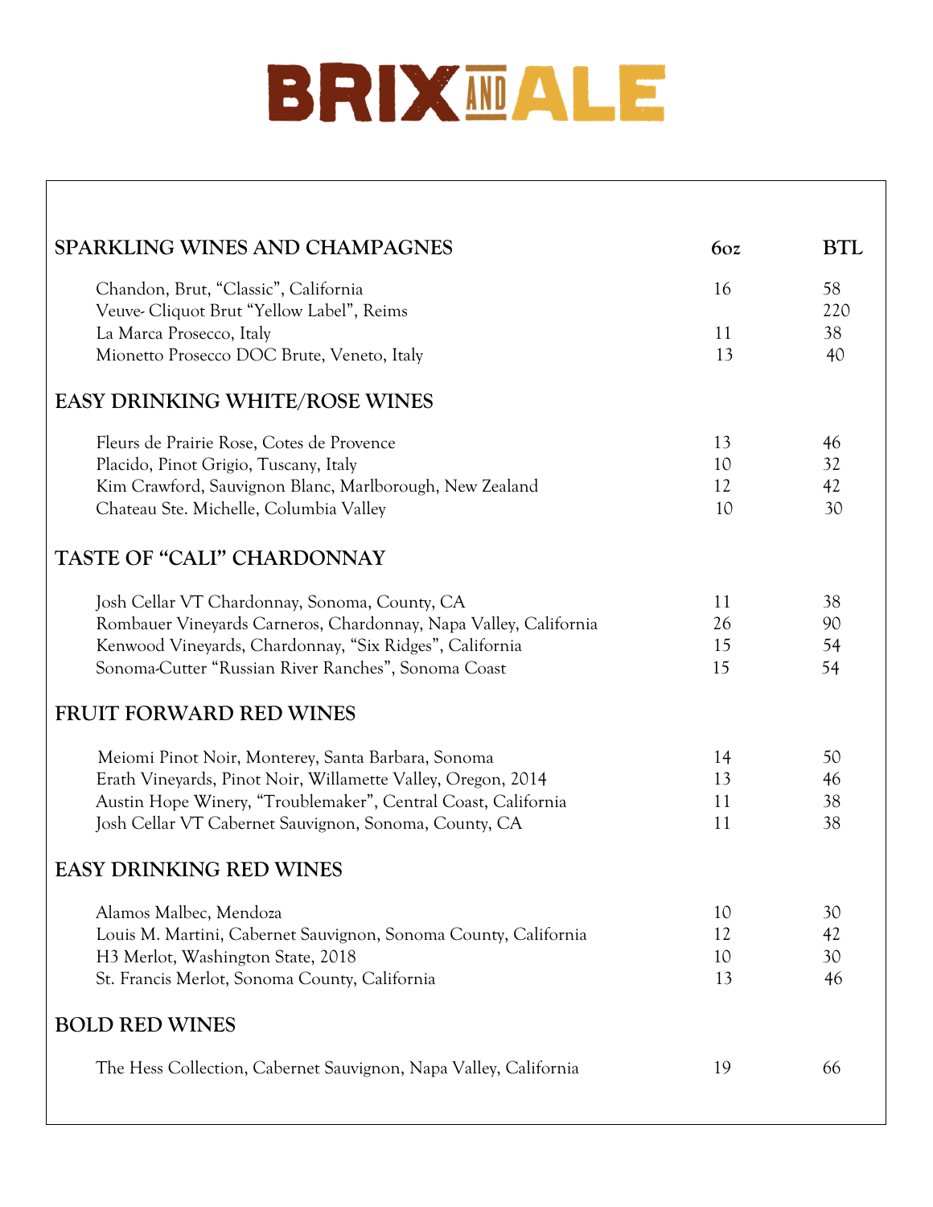# BRIX AND ALE

| SPARKLING WINES AND CHAMPAGNES | 6oz | BTL |
|---|---|---|
| Chandon, Brut, "Classic", California | 16 | 58 |
| Veuve- Cliquot Brut "Yellow Label", Reims | | 220 |
| La Marca Prosecco, Italy | 11 | 38 |
| Mionetto Prosecco DOC Brute, Veneto, Italy | 13 | 40 |
| **EASY DRINKING WHITE/ROSE WINES** | | |
| Fleurs de Prairie Rose, Cotes de Provence | 13 | 46 |
| Placido, Pinot Grigio, Tuscany, Italy | 10 | 32 |
| Kim Crawford, Sauvignon Blanc, Marlborough, New Zealand | 12 | 42 |
| Chateau Ste. Michelle, Columbia Valley | 10 | 30 |
| **TASTE OF "CALI" CHARDONNAY** | | |
| Josh Cellar VT Chardonnay, Sonoma, County, CA | 11 | 38 |
| Rombauer Vineyards Carneros, Chardonnay, Napa Valley, California | 26 | 90 |
| Kenwood Vineyards, Chardonnay, "Six Ridges", California | 15 | 54 |
| Sonoma-Cutter "Russian River Ranches", Sonoma Coast | 15 | 54 |
| **FRUIT FORWARD RED WINES** | | |
| Meiomi Pinot Noir, Monterey, Santa Barbara, Sonoma | 14 | 50 |
| Erath Vineyards, Pinot Noir, Willamette Valley, Oregon, 2014 | 13 | 46 |
| Austin Hope Winery, "Troublemaker", Central Coast, California | 11 | 38 |
| Josh Cellar VT Cabernet Sauvignon, Sonoma, County, CA | 11 | 38 |
| **EASY DRINKING RED WINES** | | |
| Alamos Malbec, Mendoza | 10 | 30 |
| Louis M. Martini, Cabernet Sauvignon, Sonoma County, California | 12 | 42 |
| H3 Merlot, Washington State, 2018 | 10 | 30 |
| St. Francis Merlot, Sonoma County, California | 13 | 46 |
| **BOLD RED WINES** | | |
| The Hess Collection, Cabernet Sauvignon, Napa Valley, California | 19 | 66 |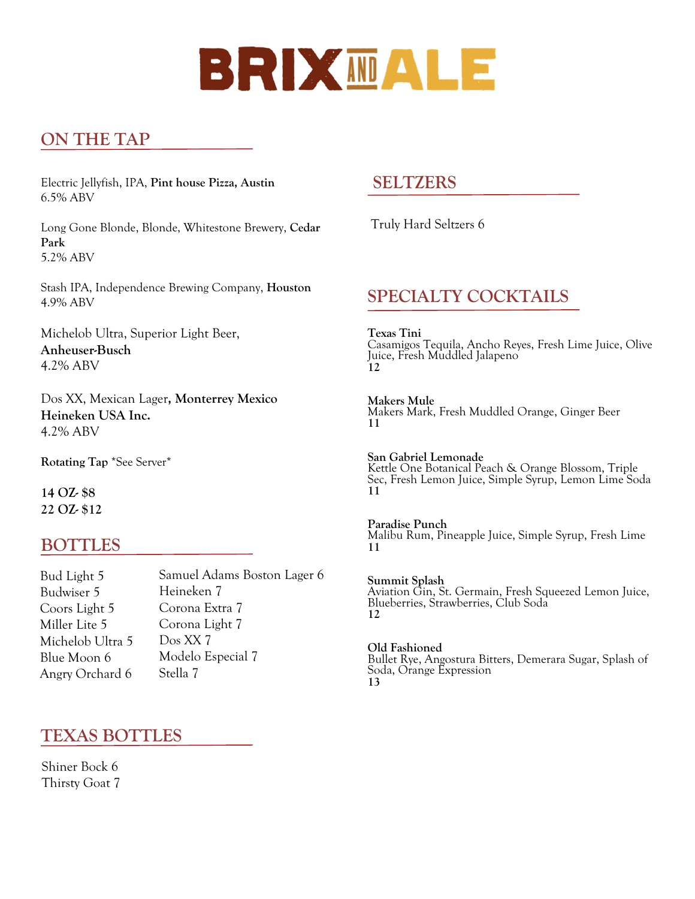# BRIX AND ALE

## ON THE TAP

Electric Jellyfish, IPA, **Pint house Pizza, Austin**
6.5% ABV

Long Gone Blonde, Blonde, Whitestone Brewery, **Cedar Park**
5.2% ABV

Stash IPA, Independence Brewing Company, **Houston**
4.9% ABV

Michelob Ultra, Superior Light Beer, **Anheuser-Busch**
4.2% ABV

Dos XX, Mexican Lager**, Monterrey Mexico Heineken USA Inc.**
4.2% ABV

**Rotating Tap** *See Server*

**14 OZ- $8**
**22 OZ- $12**

## BOTTLES

Bud Light 5
Budwiser 5
Coors Light 5
Miller Lite 5
Michelob Ultra 5
Blue Moon 6
Angry Orchard 6
Samuel Adams Boston Lager 6
Heineken 7
Corona Extra 7
Corona Light 7
Dos XX 7
Modelo Especial 7
Stella 7

## TEXAS BOTTLES

Shiner Bock 6
Thirsty Goat 7

## SELTZERS

Truly Hard Seltzers 6

## SPECIALTY COCKTAILS

**Texas Tini**
Casamigos Tequila, Ancho Reyes, Fresh Lime Juice, Olive Juice, Fresh Muddled Jalapeno
**12**

**Makers Mule**
Makers Mark, Fresh Muddled Orange, Ginger Beer
**11**

**San Gabriel Lemonade**
Kettle One Botanical Peach & Orange Blossom, Triple Sec, Fresh Lemon Juice, Simple Syrup, Lemon Lime Soda
**11**

**Paradise Punch**
Malibu Rum, Pineapple Juice, Simple Syrup, Fresh Lime
**11**

**Summit Splash**
Aviation Gin, St. Germain, Fresh Squeezed Lemon Juice, Blueberries, Strawberries, Club Soda
**12**

**Old Fashioned**
Bullet Rye, Angostura Bitters, Demerara Sugar, Splash of Soda, Orange Expression
**13**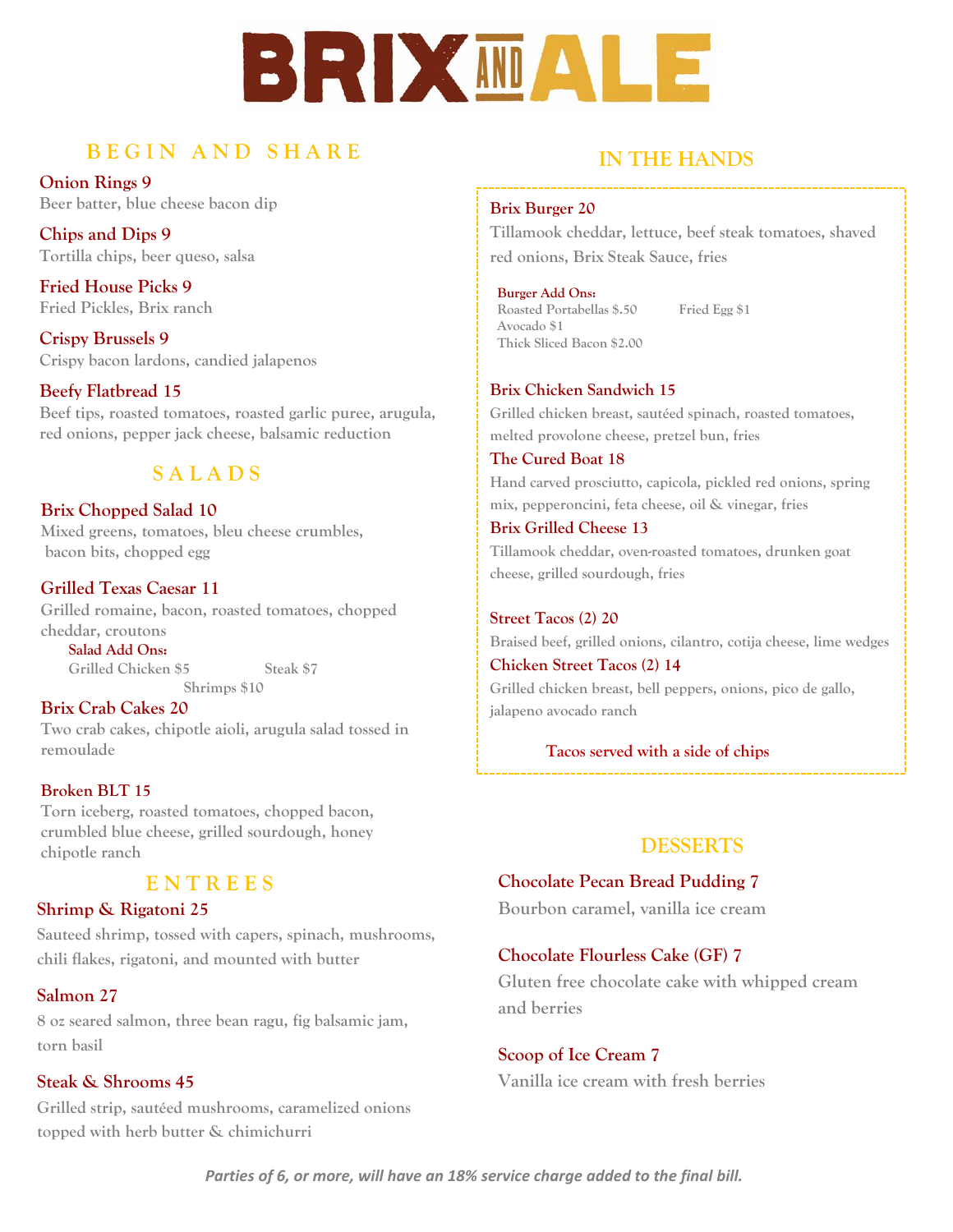# BRIX AND ALE

## BEGIN AND SHARE

**Onion Rings 9**
Beer batter, blue cheese bacon dip

**Chips and Dips 9**
Tortilla chips, beer queso, salsa

**Fried House Picks 9**
Fried Pickles, Brix ranch

**Crispy Brussels 9**
Crispy bacon lardons, candied jalapenos

**Beefy Flatbread 15**
Beef tips, roasted tomatoes, roasted garlic puree, arugula, red onions, pepper jack cheese, balsamic reduction

## SALADS

**Brix Chopped Salad 10**
Mixed greens, tomatoes, bleu cheese crumbles, bacon bits, chopped egg

**Grilled Texas Caesar 11**
Grilled romaine, bacon, roasted tomatoes, chopped cheddar, croutons

**Salad Add Ons:**
Grilled Chicken $5
Steak $7
Shrimps $10

**Brix Crab Cakes 20**
Two crab cakes, chipotle aioli, arugula salad tossed in remoulade

**Broken BLT 15**
Torn iceberg, roasted tomatoes, chopped bacon, crumbled blue cheese, grilled sourdough, honey chipotle ranch

## ENTREES

**Shrimp & Rigatoni 25**
Sauteed shrimp, tossed with capers, spinach, mushrooms, chili flakes, rigatoni, and mounted with butter

**Salmon 27**
8 oz seared salmon, three bean ragu, fig balsamic jam, torn basil

**Steak & Shrooms 45**
Grilled strip, sautéed mushrooms, caramelized onions topped with herb butter & chimichurri

## IN THE HANDS

**Brix Burger 20**
Tillamook cheddar, lettuce, beef steak tomatoes, shaved red onions, Brix Steak Sauce, fries

**Burger Add Ons:**
Roasted Portabellas $.50
Fried Egg $1
Avocado $1
Thick Sliced Bacon $2.00

**Brix Chicken Sandwich 15**
Grilled chicken breast, sautéed spinach, roasted tomatoes, melted provolone cheese, pretzel bun, fries

**The Cured Boat 18**
Hand carved prosciutto, capicola, pickled red onions, spring mix, pepperoncini, feta cheese, oil & vinegar, fries

**Brix Grilled Cheese 13**
Tillamook cheddar, oven-roasted tomatoes, drunken goat cheese, grilled sourdough, fries

**Street Tacos (2) 20**
Braised beef, grilled onions, cilantro, cotija cheese, lime wedges

**Chicken Street Tacos (2) 14**
Grilled chicken breast, bell peppers, onions, pico de gallo, jalapeno avocado ranch

Tacos served with a side of chips

## DESSERTS

**Chocolate Pecan Bread Pudding 7**
Bourbon caramel, vanilla ice cream

**Chocolate Flourless Cake (GF) 7**
Gluten free chocolate cake with whipped cream and berries

**Scoop of Ice Cream 7**
Vanilla ice cream with fresh berries

*Parties of 6, or more, will have an 18% service charge added to the final bill.*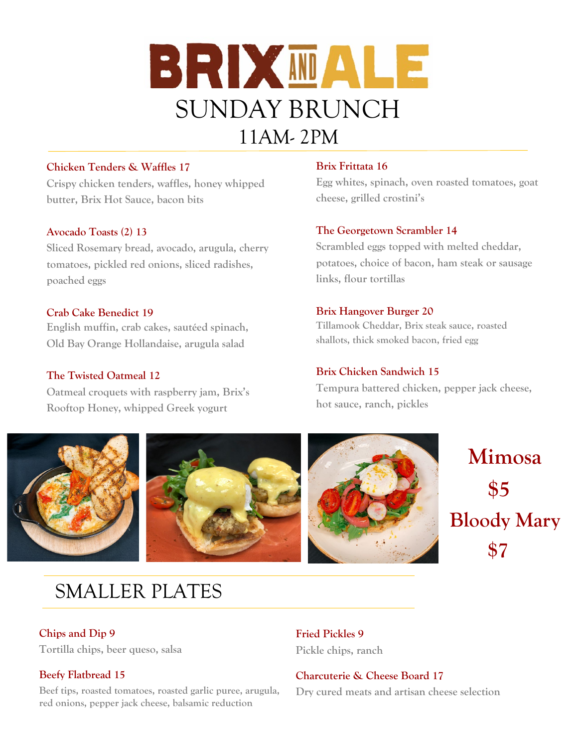# BRIX AND ALE

## SUNDAY BRUNCH

### 11AM- 2PM

**Chicken Tenders & Waffles 17**
Crispy chicken tenders, waffles, honey whipped butter, Brix Hot Sauce, bacon bits

**Avocado Toasts (2) 13**
Sliced Rosemary bread, avocado, arugula, cherry tomatoes, pickled red onions, sliced radishes, poached eggs

**Crab Cake Benedict 19**
English muffin, crab cakes, sautéed spinach, Old Bay Orange Hollandaise, arugula salad

**The Twisted Oatmeal 12**
Oatmeal croquets with raspberry jam, Brix's Rooftop Honey, whipped Greek yogurt

**Brix Frittata 16**
Egg whites, spinach, oven roasted tomatoes, goat cheese, grilled crostini's

**The Georgetown Scrambler 14**
Scrambled eggs topped with melted cheddar, potatoes, choice of bacon, ham steak or sausage links, flour tortillas

**Brix Hangover Burger 20**
Tillamook Cheddar, Brix steak sauce, roasted shallots, thick smoked bacon, fried egg

**Brix Chicken Sandwich 15**
Tempura battered chicken, pepper jack cheese, hot sauce, ranch, pickles

**Mimosa $5**

**Bloody Mary $7**

## SMALLER PLATES

**Chips and Dip 9**
Tortilla chips, beer queso, salsa

**Beefy Flatbread 15**
Beef tips, roasted tomatoes, roasted garlic puree, arugula, red onions, pepper jack cheese, balsamic reduction

**Fried Pickles 9**
Pickle chips, ranch

**Charcuterie & Cheese Board 17**
Dry cured meats and artisan cheese selection